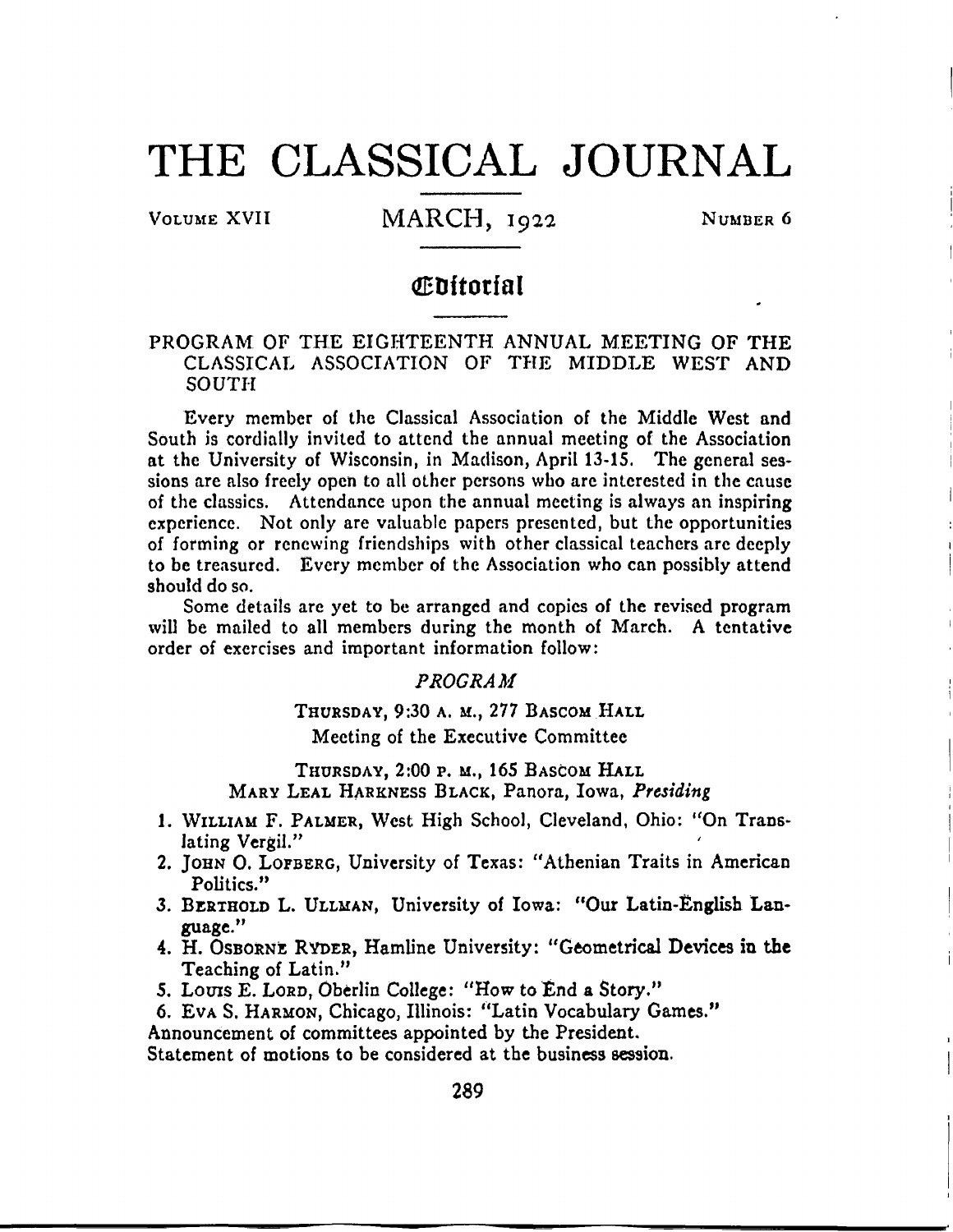# THE CLASSICAL JOURNAL

VOLUME XVII — MARCH, 1922 — NUMBER 6

## Editorial

### PROGRAM OF THE EIGHTEENTH ANNUAL MEETING OF THE CLASSICAL ASSOCIATION OF THE MIDDLE WEST AND SOUTH

Every member of the Classical Association of the Middle West and South is cordially invited to attend the annual meeting of the Association at the University of Wisconsin, in Madison, April 13-15. The general sessions are also freely open to all other persons who are interested in the cause of the classics. Attendance upon the annual meeting is always an inspiring experience. Not only are valuable papers presented, but the opportunities of forming or renewing friendships with other classical teachers are deeply to be treasured. Every member of the Association who can possibly attend should do so.

Some details are yet to be arranged and copies of the revised program will be mailed to all members during the month of March. A tentative order of exercises and important information follow:

*PROGRAM*

THURSDAY, 9:30 A. M., 277 BASCOM HALL
Meeting of the Executive Committee

THURSDAY, 2:00 P. M., 165 BASCOM HALL
MARY LEAL HARKNESS BLACK, Panora, Iowa, *Presiding*

1. WILLIAM F. PALMER, West High School, Cleveland, Ohio: "On Translating Vergil."
2. JOHN O. LOFBERG, University of Texas: "Athenian Traits in American Politics."
3. BERTHOLD L. ULLMAN, University of Iowa: "Our Latin-English Language."
4. H. OSBORNE RYDER, Hamline University: "Geometrical Devices in the Teaching of Latin."
5. LOUIS E. LORD, Oberlin College: "How to End a Story."
6. EVA S. HARMON, Chicago, Illinois: "Latin Vocabulary Games."

Announcement of committees appointed by the President.
Statement of motions to be considered at the business session.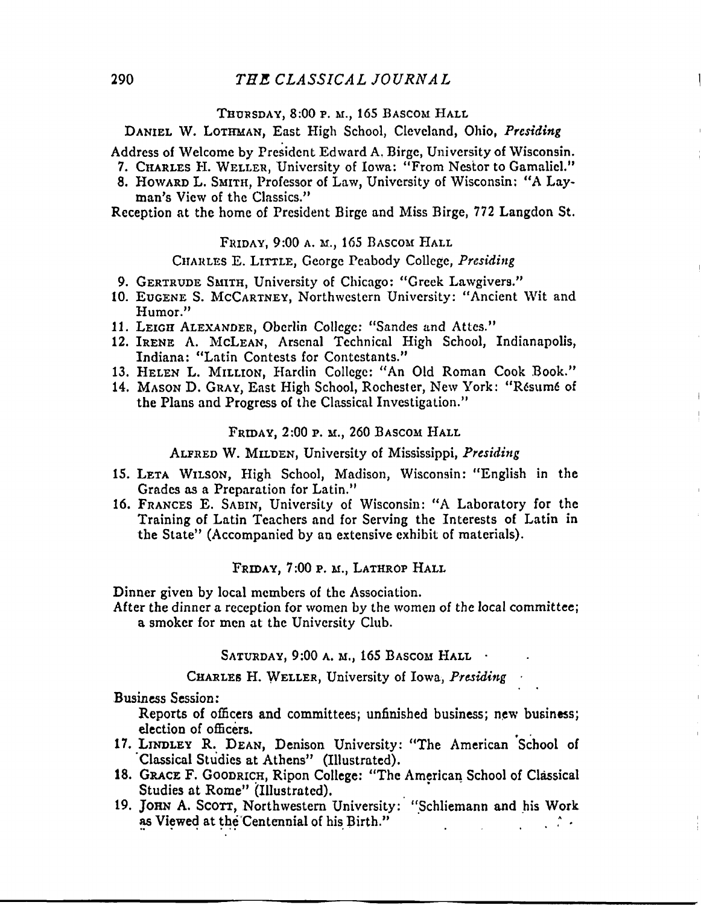THURSDAY, 8:00 P. M., 165 BASCOM HALL

DANIEL W. LOTHMAN, East High School, Cleveland, Ohio, *Presiding*

Address of Welcome by President Edward A. Birge, University of Wisconsin.

7. CHARLES H. WELLER, University of Iowa: "From Nestor to Gamaliel."
8. HOWARD L. SMITH, Professor of Law, University of Wisconsin: "A Layman's View of the Classics."

Reception at the home of President Birge and Miss Birge, 772 Langdon St.

FRIDAY, 9:00 A. M., 165 BASCOM HALL

CHARLES E. LITTLE, George Peabody College, *Presiding*

9. GERTRUDE SMITH, University of Chicago: "Greek Lawgivers."
10. EUGENE S. MCCARTNEY, Northwestern University: "Ancient Wit and Humor."
11. LEIGH ALEXANDER, Oberlin College: "Sandes and Attes."
12. IRENE A. MCLEAN, Arsenal Technical High School, Indianapolis, Indiana: "Latin Contests for Contestants."
13. HELEN L. MILLION, Hardin College: "An Old Roman Cook Book."
14. MASON D. GRAY, East High School, Rochester, New York: "Résumé of the Plans and Progress of the Classical Investigation."

FRIDAY, 2:00 P. M., 260 BASCOM HALL

ALFRED W. MILDEN, University of Mississippi, *Presiding*

15. LETA WILSON, High School, Madison, Wisconsin: "English in the Grades as a Preparation for Latin."
16. FRANCES E. SABIN, University of Wisconsin: "A Laboratory for the Training of Latin Teachers and for Serving the Interests of Latin in the State" (Accompanied by an extensive exhibit of materials).

FRIDAY, 7:00 P. M., LATHROP HALL

Dinner given by local members of the Association.

After the dinner a reception for women by the women of the local committee; a smoker for men at the University Club.

SATURDAY, 9:00 A. M., 165 BASCOM HALL

CHARLES H. WELLER, University of Iowa, *Presiding*

Business Session:

Reports of officers and committees; unfinished business; new business; election of officers.

17. LINDLEY R. DEAN, Denison University: "The American School of Classical Studies at Athens" (Illustrated).
18. GRACE F. GOODRICH, Ripon College: "The American School of Classical Studies at Rome" (Illustrated).
19. JOHN A. SCOTT, Northwestern University: "Schliemann and his Work as Viewed at the Centennial of his Birth."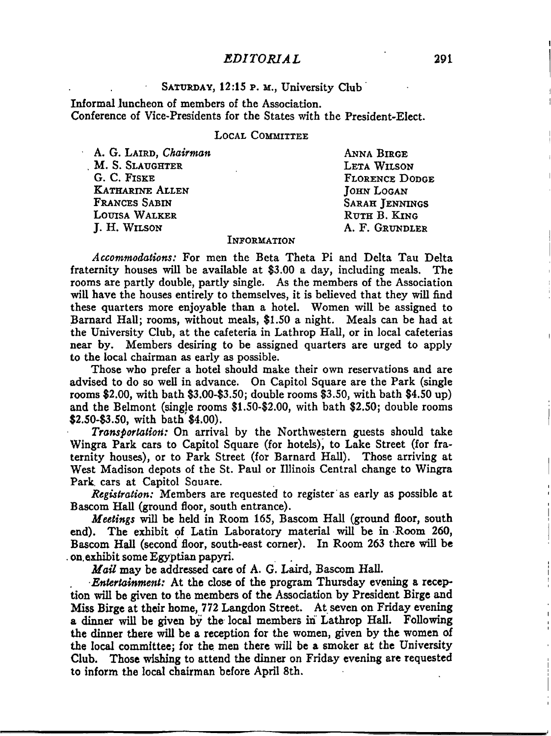SATURDAY, 12:15 P. M., University Club

Informal luncheon of members of the Association.
Conference of Vice-Presidents for the States with the President-Elect.

LOCAL COMMITTEE

| | |
|---|---|
| A. G. LAIRD, *Chairman* | ANNA BIRGE |
| M. S. SLAUGHTER | LETA WILSON |
| G. C. FISKE | FLORENCE DODGE |
| KATHARINE ALLEN | JOHN LOGAN |
| FRANCES SABIN | SARAH JENNINGS |
| LOUISA WALKER | RUTH B. KING |
| J. H. WILSON | A. F. GRUNDLER |

INFORMATION

*Accommodations:* For men the Beta Theta Pi and Delta Tau Delta fraternity houses will be available at $3.00 a day, including meals. The rooms are partly double, partly single. As the members of the Association will have the houses entirely to themselves, it is believed that they will find these quarters more enjoyable than a hotel. Women will be assigned to Barnard Hall; rooms, without meals, $1.50 a night. Meals can be had at the University Club, at the cafeteria in Lathrop Hall, or in local cafeterias near by. Members desiring to be assigned quarters are urged to apply to the local chairman as early as possible.

Those who prefer a hotel should make their own reservations and are advised to do so well in advance. On Capitol Square are the Park (single rooms $2.00, with bath $3.00-$3.50; double rooms $3.50, with bath $4.50 up) and the Belmont (single rooms $1.50-$2.00, with bath $2.50; double rooms $2.50-$3.50, with bath $4.00).

*Transportation:* On arrival by the Northwestern guests should take Wingra Park cars to Capitol Square (for hotels), to Lake Street (for fraternity houses), or to Park Street (for Barnard Hall). Those arriving at West Madison depots of the St. Paul or Illinois Central change to Wingra Park cars at Capitol Square.

*Registration:* Members are requested to register as early as possible at Bascom Hall (ground floor, south entrance).

*Meetings* will be held in Room 165, Bascom Hall (ground floor, south end). The exhibit of Latin Laboratory material will be in Room 260, Bascom Hall (second floor, south-east corner). In Room 263 there will be on exhibit some Egyptian papyri.

*Mail* may be addressed care of A. G. Laird, Bascom Hall.

*Entertainment:* At the close of the program Thursday evening a reception will be given to the members of the Association by President Birge and Miss Birge at their home, 772 Langdon Street. At seven on Friday evening a dinner will be given by the local members in Lathrop Hall. Following the dinner there will be a reception for the women, given by the women of the local committee; for the men there will be a smoker at the University Club. Those wishing to attend the dinner on Friday evening are requested to inform the local chairman before April 8th.